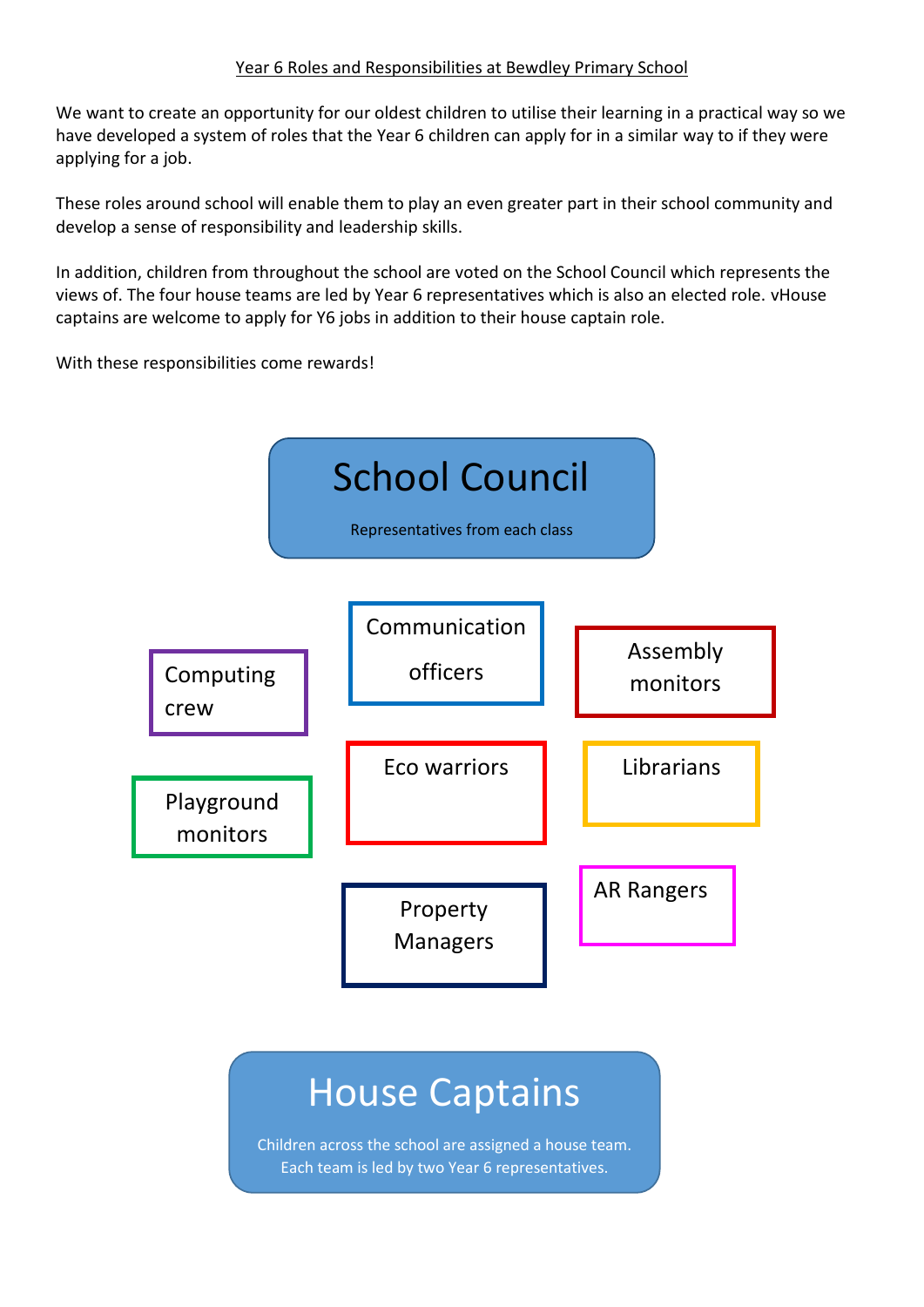# Year 6 Roles and Responsibilities at Bewdley Primary School

We want to create an opportunity for our oldest children to utilise their learning in a practical way so we have developed a system of roles that the Year 6 children can apply for in a similar way to if they were applying for a job.

These roles around school will enable them to play an even greater part in their school community and develop a sense of responsibility and leadership skills.

In addition, children from throughout the school are voted on the School Council which represents the views of. The four house teams are led by Year 6 representatives which is also an elected role. vHouse captains are welcome to apply for Y6 jobs in addition to their house captain role.

With these responsibilities come rewards!

## School Council

Representatives from each class

- Communication officers
- Computing crew
- Assembly monitors
- Eco warriors
- Librarians
- Playground monitors
- Property Managers
- AR Rangers

## House Captains

Children across the school are assigned a house team. Each team is led by two Year 6 representatives.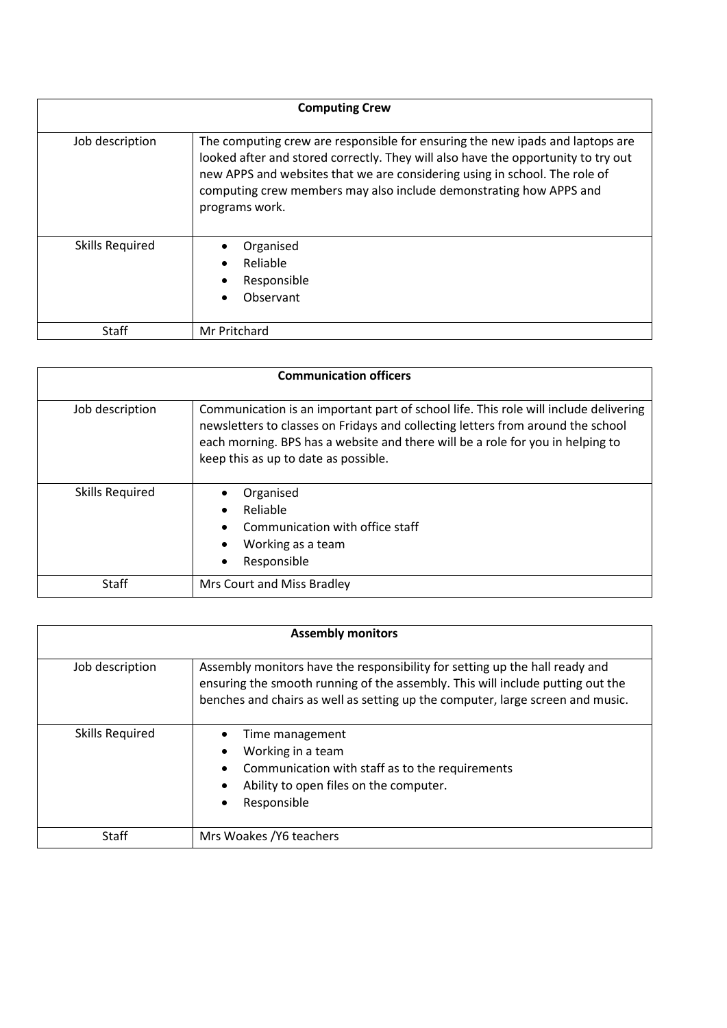| **Computing Crew** | |
|---|---|
| Job description | The computing crew are responsible for ensuring the new ipads and laptops are looked after and stored correctly. They will also have the opportunity to try out new APPS and websites that we are considering using in school. The role of computing crew members may also include demonstrating how APPS and programs work. |
| Skills Required | • Organised<br>• Reliable<br>• Responsible<br>• Observant |
| Staff | Mr Pritchard |

| **Communication officers** | |
|---|---|
| Job description | Communication is an important part of school life. This role will include delivering newsletters to classes on Fridays and collecting letters from around the school each morning. BPS has a website and there will be a role for you in helping to keep this as up to date as possible. |
| Skills Required | • Organised<br>• Reliable<br>• Communication with office staff<br>• Working as a team<br>• Responsible |
| Staff | Mrs Court and Miss Bradley |

| **Assembly monitors** | |
|---|---|
| Job description | Assembly monitors have the responsibility for setting up the hall ready and ensuring the smooth running of the assembly. This will include putting out the benches and chairs as well as setting up the computer, large screen and music. |
| Skills Required | • Time management<br>• Working in a team<br>• Communication with staff as to the requirements<br>• Ability to open files on the computer.<br>• Responsible |
| Staff | Mrs Woakes /Y6 teachers |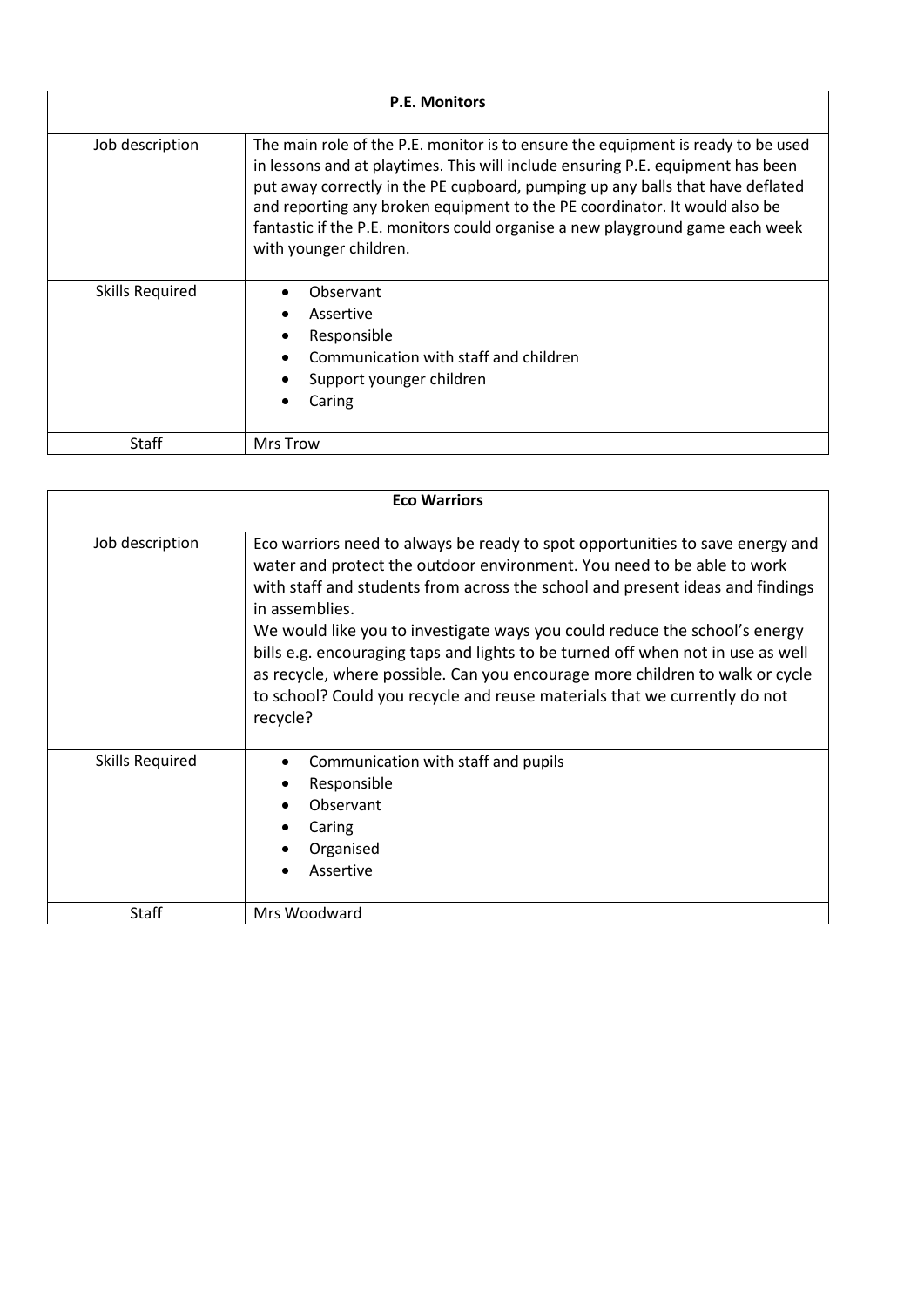| P.E. Monitors | |
|---|---|
| Job description | The main role of the P.E. monitor is to ensure the equipment is ready to be used in lessons and at playtimes. This will include ensuring P.E. equipment has been put away correctly in the PE cupboard, pumping up any balls that have deflated and reporting any broken equipment to the PE coordinator. It would also be fantastic if the P.E. monitors could organise a new playground game each week with younger children. |
| Skills Required | • Observant<br>• Assertive<br>• Responsible<br>• Communication with staff and children<br>• Support younger children<br>• Caring |
| Staff | Mrs Trow |

| Eco Warriors | |
|---|---|
| Job description | Eco warriors need to always be ready to spot opportunities to save energy and water and protect the outdoor environment. You need to be able to work with staff and students from across the school and present ideas and findings in assemblies.<br>We would like you to investigate ways you could reduce the school's energy bills e.g. encouraging taps and lights to be turned off when not in use as well as recycle, where possible. Can you encourage more children to walk or cycle to school? Could you recycle and reuse materials that we currently do not recycle? |
| Skills Required | • Communication with staff and pupils<br>• Responsible<br>• Observant<br>• Caring<br>• Organised<br>• Assertive |
| Staff | Mrs Woodward |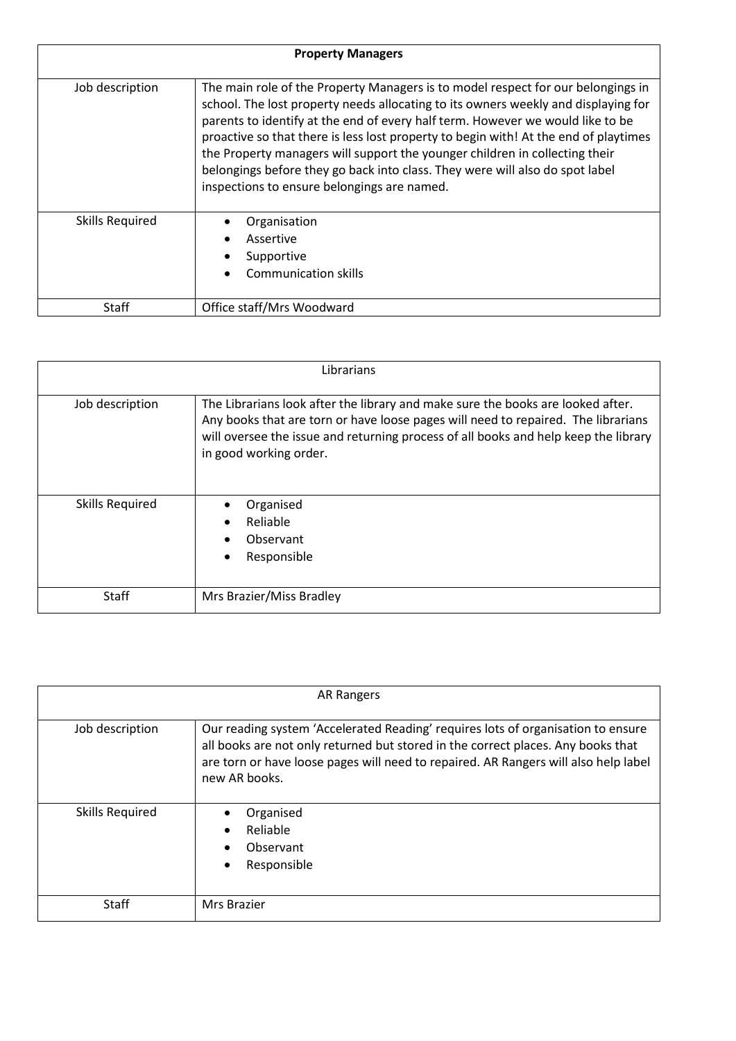| **Property Managers** | |
|---|---|
| Job description | The main role of the Property Managers is to model respect for our belongings in school. The lost property needs allocating to its owners weekly and displaying for parents to identify at the end of every half term. However we would like to be proactive so that there is less lost property to begin with! At the end of playtimes the Property managers will support the younger children in collecting their belongings before they go back into class. They were will also do spot label inspections to ensure belongings are named. |
| Skills Required | • Organisation<br>• Assertive<br>• Supportive<br>• Communication skills |
| Staff | Office staff/Mrs Woodward |

| Librarians | |
|---|---|
| Job description | The Librarians look after the library and make sure the books are looked after. Any books that are torn or have loose pages will need to repaired. The librarians will oversee the issue and returning process of all books and help keep the library in good working order. |
| Skills Required | • Organised<br>• Reliable<br>• Observant<br>• Responsible |
| Staff | Mrs Brazier/Miss Bradley |

| AR Rangers | |
|---|---|
| Job description | Our reading system 'Accelerated Reading' requires lots of organisation to ensure all books are not only returned but stored in the correct places. Any books that are torn or have loose pages will need to repaired. AR Rangers will also help label new AR books. |
| Skills Required | • Organised<br>• Reliable<br>• Observant<br>• Responsible |
| Staff | Mrs Brazier |